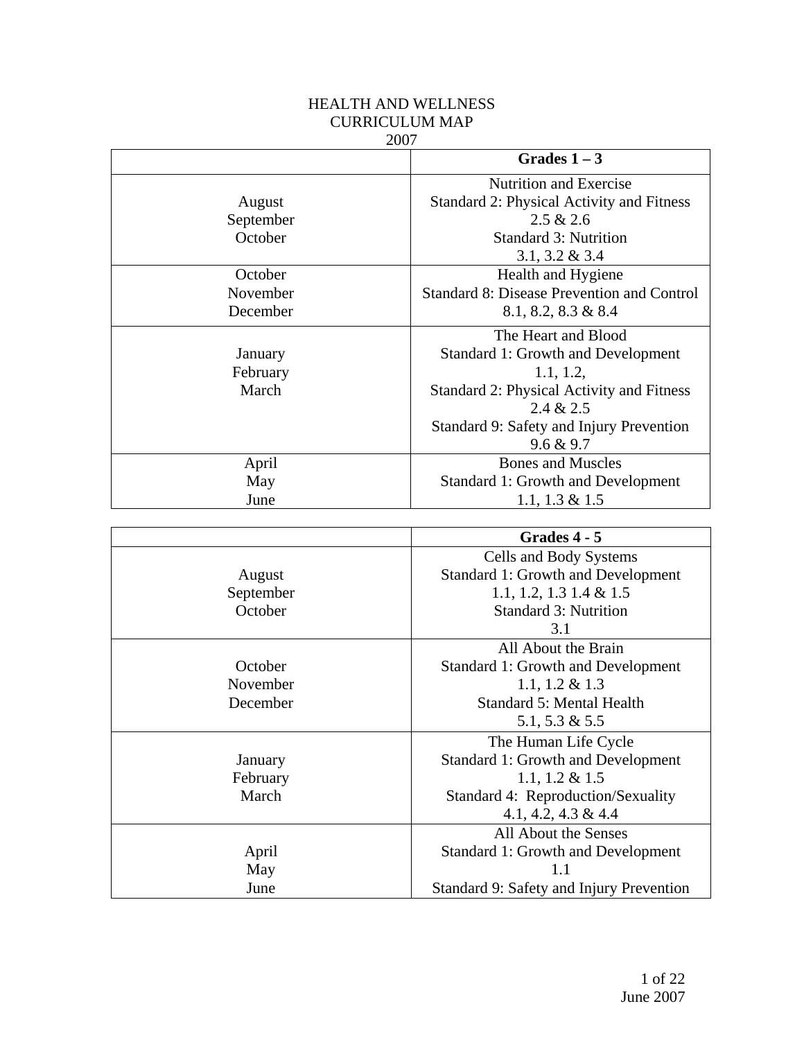# HEALTH AND WELLNESS
## CURRICULUM MAP
### 2007

| | **Grades 1 – 3** |
|---|---|
| August<br>September<br>October | Nutrition and Exercise<br>Standard 2: Physical Activity and Fitness<br>2.5 & 2.6<br>Standard 3: Nutrition<br>3.1, 3.2 & 3.4 |
| October<br>November<br>December | Health and Hygiene<br>Standard 8: Disease Prevention and Control<br>8.1, 8.2, 8.3 & 8.4 |
| January<br>February<br>March | The Heart and Blood<br>Standard 1: Growth and Development<br>1.1, 1.2,<br>Standard 2: Physical Activity and Fitness<br>2.4 & 2.5<br>Standard 9: Safety and Injury Prevention<br>9.6 & 9.7 |
| April<br>May<br>June | Bones and Muscles<br>Standard 1: Growth and Development<br>1.1, 1.3 & 1.5 |

| | **Grades 4 - 5** |
|---|---|
| August<br>September<br>October | Cells and Body Systems<br>Standard 1: Growth and Development<br>1.1, 1.2, 1.3 1.4 & 1.5<br>Standard 3: Nutrition<br>3.1 |
| October<br>November<br>December | All About the Brain<br>Standard 1: Growth and Development<br>1.1, 1.2 & 1.3<br>Standard 5: Mental Health<br>5.1, 5.3 & 5.5 |
| January<br>February<br>March | The Human Life Cycle<br>Standard 1: Growth and Development<br>1.1, 1.2 & 1.5<br>Standard 4: Reproduction/Sexuality<br>4.1, 4.2, 4.3 & 4.4 |
| April<br>May<br>June | All About the Senses<br>Standard 1: Growth and Development<br>1.1<br>Standard 9: Safety and Injury Prevention |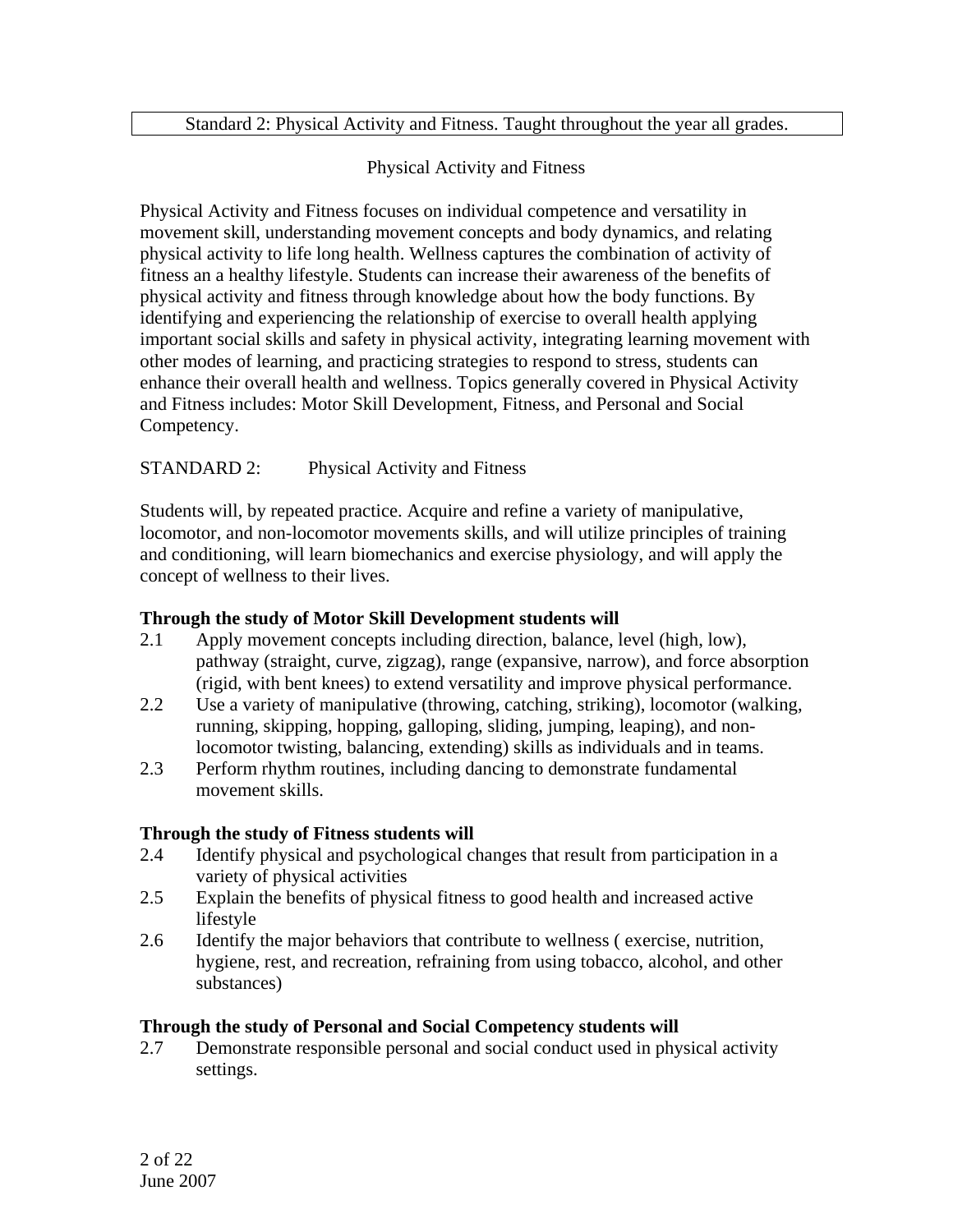Standard 2: Physical Activity and Fitness. Taught throughout the year all grades.

## Physical Activity and Fitness

Physical Activity and Fitness focuses on individual competence and versatility in movement skill, understanding movement concepts and body dynamics, and relating physical activity to life long health. Wellness captures the combination of activity of fitness an a healthy lifestyle. Students can increase their awareness of the benefits of physical activity and fitness through knowledge about how the body functions. By identifying and experiencing the relationship of exercise to overall health applying important social skills and safety in physical activity, integrating learning movement with other modes of learning, and practicing strategies to respond to stress, students can enhance their overall health and wellness. Topics generally covered in Physical Activity and Fitness includes: Motor Skill Development, Fitness, and Personal and Social Competency.

STANDARD 2: Physical Activity and Fitness

Students will, by repeated practice. Acquire and refine a variety of manipulative, locomotor, and non-locomotor movements skills, and will utilize principles of training and conditioning, will learn biomechanics and exercise physiology, and will apply the concept of wellness to their lives.

**Through the study of Motor Skill Development students will**

2.1 Apply movement concepts including direction, balance, level (high, low), pathway (straight, curve, zigzag), range (expansive, narrow), and force absorption (rigid, with bent knees) to extend versatility and improve physical performance.

2.2 Use a variety of manipulative (throwing, catching, striking), locomotor (walking, running, skipping, hopping, galloping, sliding, jumping, leaping), and non-locomotor twisting, balancing, extending) skills as individuals and in teams.

2.3 Perform rhythm routines, including dancing to demonstrate fundamental movement skills.

**Through the study of Fitness students will**

2.4 Identify physical and psychological changes that result from participation in a variety of physical activities

2.5 Explain the benefits of physical fitness to good health and increased active lifestyle

2.6 Identify the major behaviors that contribute to wellness ( exercise, nutrition, hygiene, rest, and recreation, refraining from using tobacco, alcohol, and other substances)

**Through the study of Personal and Social Competency students will**

2.7 Demonstrate responsible personal and social conduct used in physical activity settings.

June 2007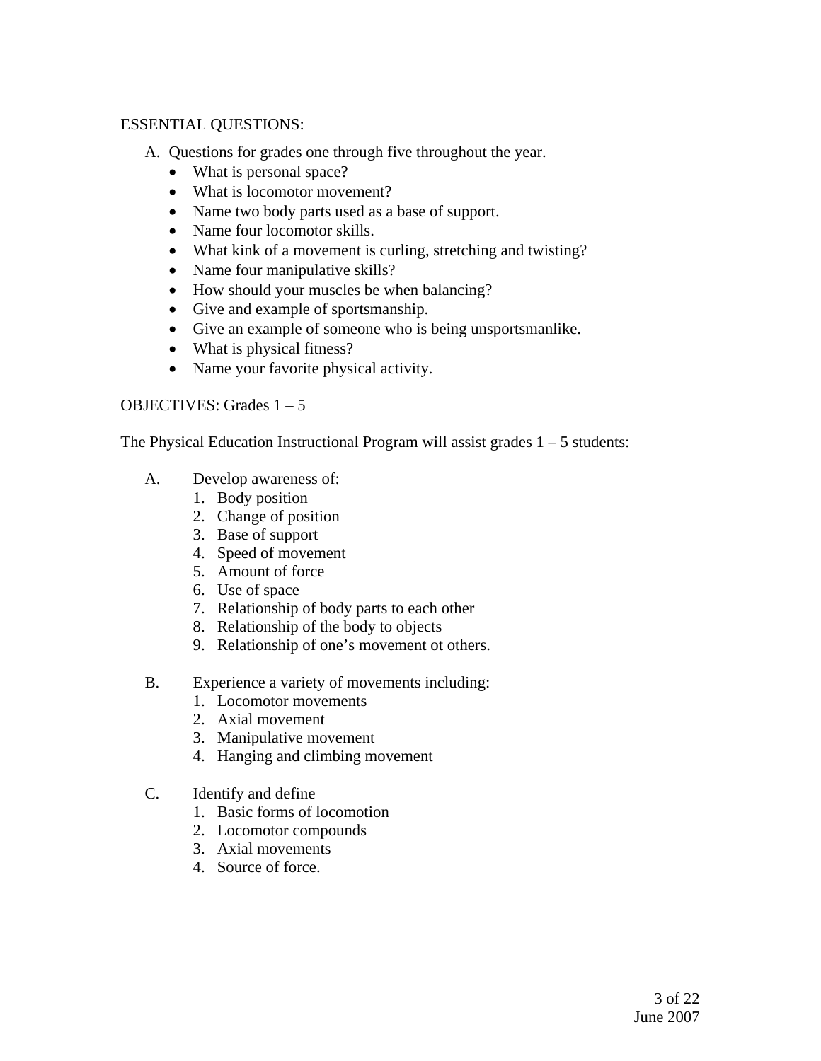ESSENTIAL QUESTIONS:

A. Questions for grades one through five throughout the year.
   - What is personal space?
   - What is locomotor movement?
   - Name two body parts used as a base of support.
   - Name four locomotor skills.
   - What kink of a movement is curling, stretching and twisting?
   - Name four manipulative skills?
   - How should your muscles be when balancing?
   - Give and example of sportsmanship.
   - Give an example of someone who is being unsportsmanlike.
   - What is physical fitness?
   - Name your favorite physical activity.

OBJECTIVES: Grades 1 – 5

The Physical Education Instructional Program will assist grades 1 – 5 students:

A. Develop awareness of:
   1. Body position
   2. Change of position
   3. Base of support
   4. Speed of movement
   5. Amount of force
   6. Use of space
   7. Relationship of body parts to each other
   8. Relationship of the body to objects
   9. Relationship of one's movement ot others.

B. Experience a variety of movements including:
   1. Locomotor movements
   2. Axial movement
   3. Manipulative movement
   4. Hanging and climbing movement

C. Identify and define
   1. Basic forms of locomotion
   2. Locomotor compounds
   3. Axial movements
   4. Source of force.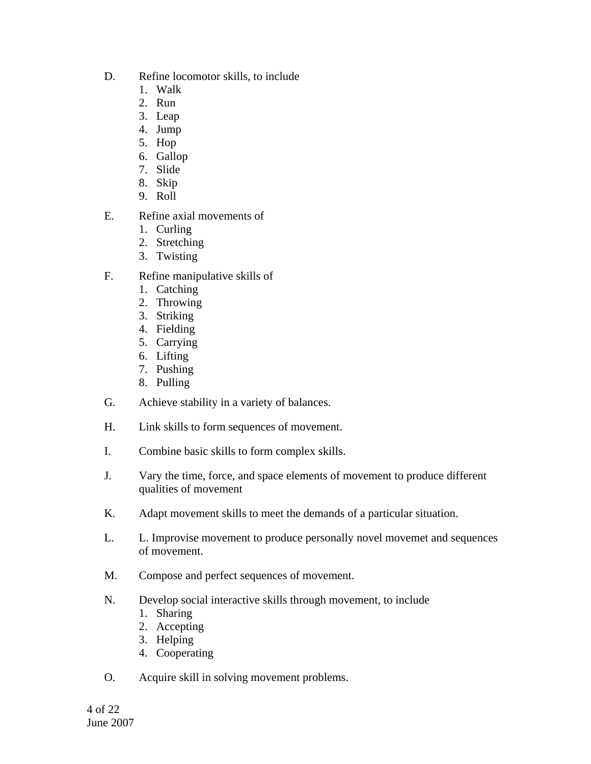D. Refine locomotor skills, to include
   1. Walk
   2. Run
   3. Leap
   4. Jump
   5. Hop
   6. Gallop
   7. Slide
   8. Skip
   9. Roll

E. Refine axial movements of
   1. Curling
   2. Stretching
   3. Twisting

F. Refine manipulative skills of
   1. Catching
   2. Throwing
   3. Striking
   4. Fielding
   5. Carrying
   6. Lifting
   7. Pushing
   8. Pulling

G. Achieve stability in a variety of balances.

H. Link skills to form sequences of movement.

I. Combine basic skills to form complex skills.

J. Vary the time, force, and space elements of movement to produce different qualities of movement

K. Adapt movement skills to meet the demands of a particular situation.

L. L. Improvise movement to produce personally novel movemet and sequences of movement.

M. Compose and perfect sequences of movement.

N. Develop social interactive skills through movement, to include
   1. Sharing
   2. Accepting
   3. Helping
   4. Cooperating

O. Acquire skill in solving movement problems.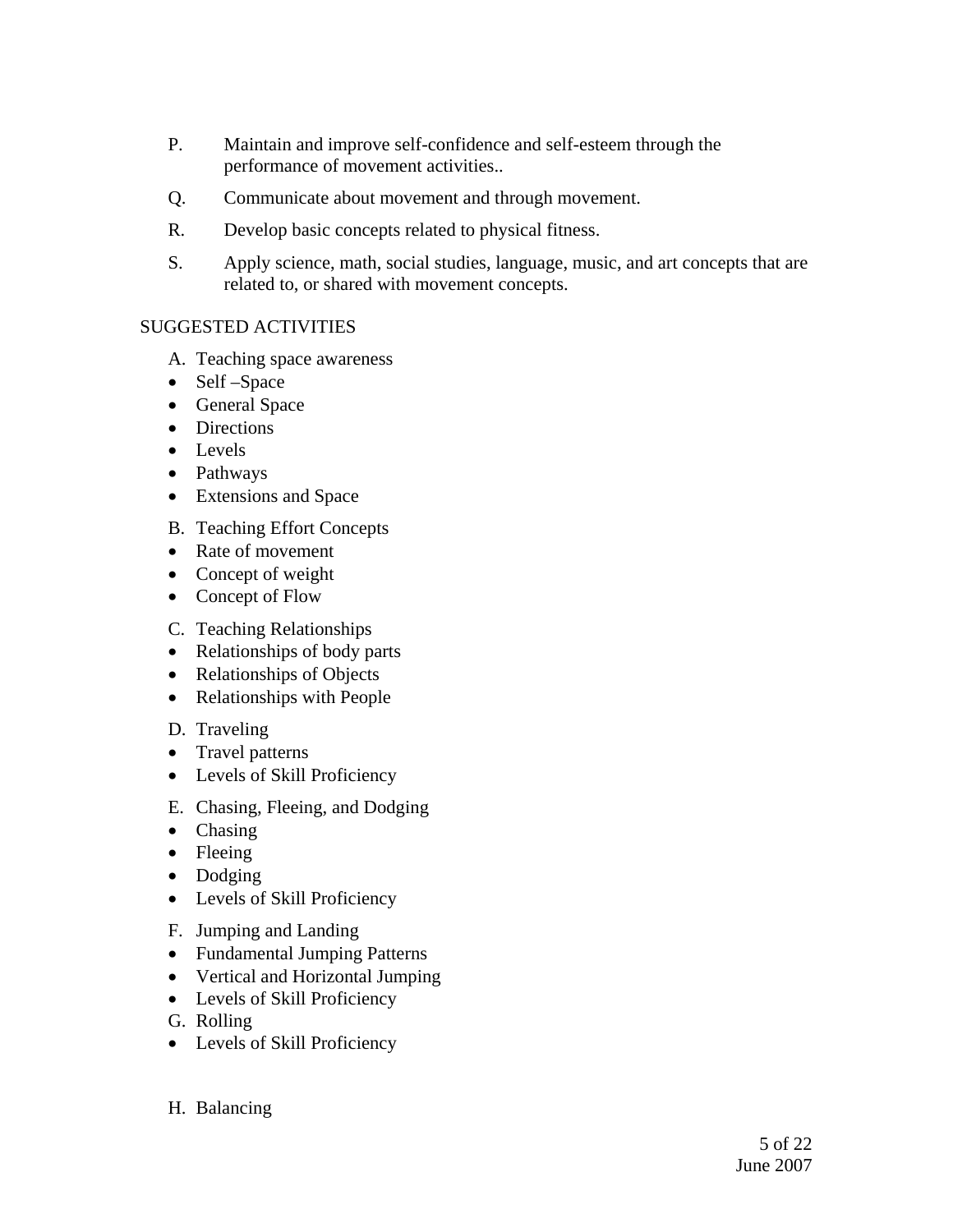P. Maintain and improve self-confidence and self-esteem through the performance of movement activities..

Q. Communicate about movement and through movement.

R. Develop basic concepts related to physical fitness.

S. Apply science, math, social studies, language, music, and art concepts that are related to, or shared with movement concepts.

SUGGESTED ACTIVITIES

A. Teaching space awareness
- Self –Space
- General Space
- Directions
- Levels
- Pathways
- Extensions and Space

B. Teaching Effort Concepts
- Rate of movement
- Concept of weight
- Concept of Flow

C. Teaching Relationships
- Relationships of body parts
- Relationships of Objects
- Relationships with People

D. Traveling
- Travel patterns
- Levels of Skill Proficiency

E. Chasing, Fleeing, and Dodging
- Chasing
- Fleeing
- Dodging
- Levels of Skill Proficiency

F. Jumping and Landing
- Fundamental Jumping Patterns
- Vertical and Horizontal Jumping
- Levels of Skill Proficiency

G. Rolling
- Levels of Skill Proficiency

H. Balancing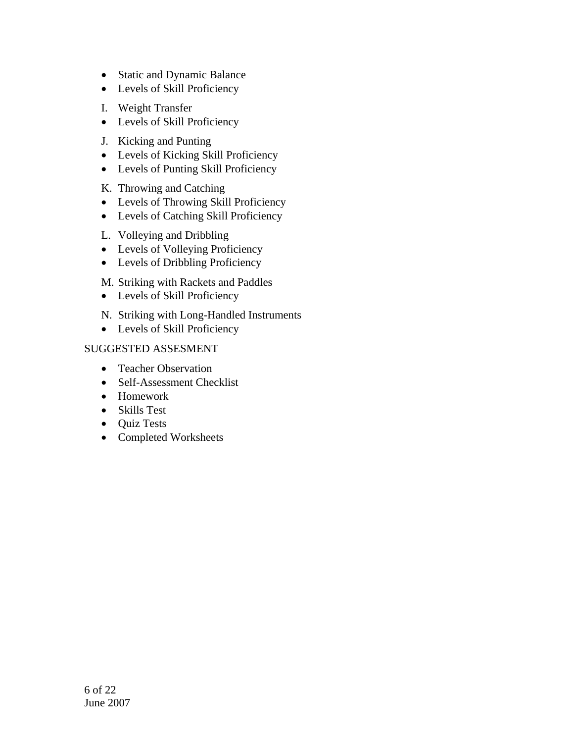- Static and Dynamic Balance
- Levels of Skill Proficiency

I. Weight Transfer
- Levels of Skill Proficiency

J. Kicking and Punting
- Levels of Kicking Skill Proficiency
- Levels of Punting Skill Proficiency

K. Throwing and Catching
- Levels of Throwing Skill Proficiency
- Levels of Catching Skill Proficiency

L. Volleying and Dribbling
- Levels of Volleying Proficiency
- Levels of Dribbling Proficiency

M. Striking with Rackets and Paddles
- Levels of Skill Proficiency

N. Striking with Long-Handled Instruments
- Levels of Skill Proficiency

SUGGESTED ASSESMENT

- Teacher Observation
- Self-Assessment Checklist
- Homework
- Skills Test
- Quiz Tests
- Completed Worksheets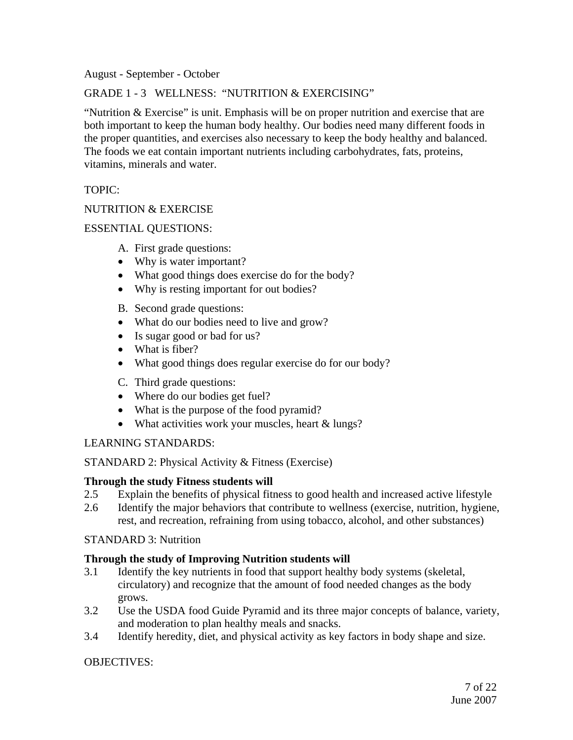August - September - October

GRADE 1 - 3 WELLNESS: "NUTRITION & EXERCISING"

"Nutrition & Exercise" is unit. Emphasis will be on proper nutrition and exercise that are both important to keep the human body healthy. Our bodies need many different foods in the proper quantities, and exercises also necessary to keep the body healthy and balanced. The foods we eat contain important nutrients including carbohydrates, fats, proteins, vitamins, minerals and water.

TOPIC:

NUTRITION & EXERCISE

ESSENTIAL QUESTIONS:

A. First grade questions:
- Why is water important?
- What good things does exercise do for the body?
- Why is resting important for out bodies?

B. Second grade questions:
- What do our bodies need to live and grow?
- Is sugar good or bad for us?
- What is fiber?
- What good things does regular exercise do for our body?

C. Third grade questions:
- Where do our bodies get fuel?
- What is the purpose of the food pyramid?
- What activities work your muscles, heart & lungs?

LEARNING STANDARDS:

STANDARD 2: Physical Activity & Fitness (Exercise)

**Through the study Fitness students will**

2.5 Explain the benefits of physical fitness to good health and increased active lifestyle

2.6 Identify the major behaviors that contribute to wellness (exercise, nutrition, hygiene, rest, and recreation, refraining from using tobacco, alcohol, and other substances)

STANDARD 3: Nutrition

**Through the study of Improving Nutrition students will**

3.1 Identify the key nutrients in food that support healthy body systems (skeletal, circulatory) and recognize that the amount of food needed changes as the body grows.

3.2 Use the USDA food Guide Pyramid and its three major concepts of balance, variety, and moderation to plan healthy meals and snacks.

3.4 Identify heredity, diet, and physical activity as key factors in body shape and size.

OBJECTIVES: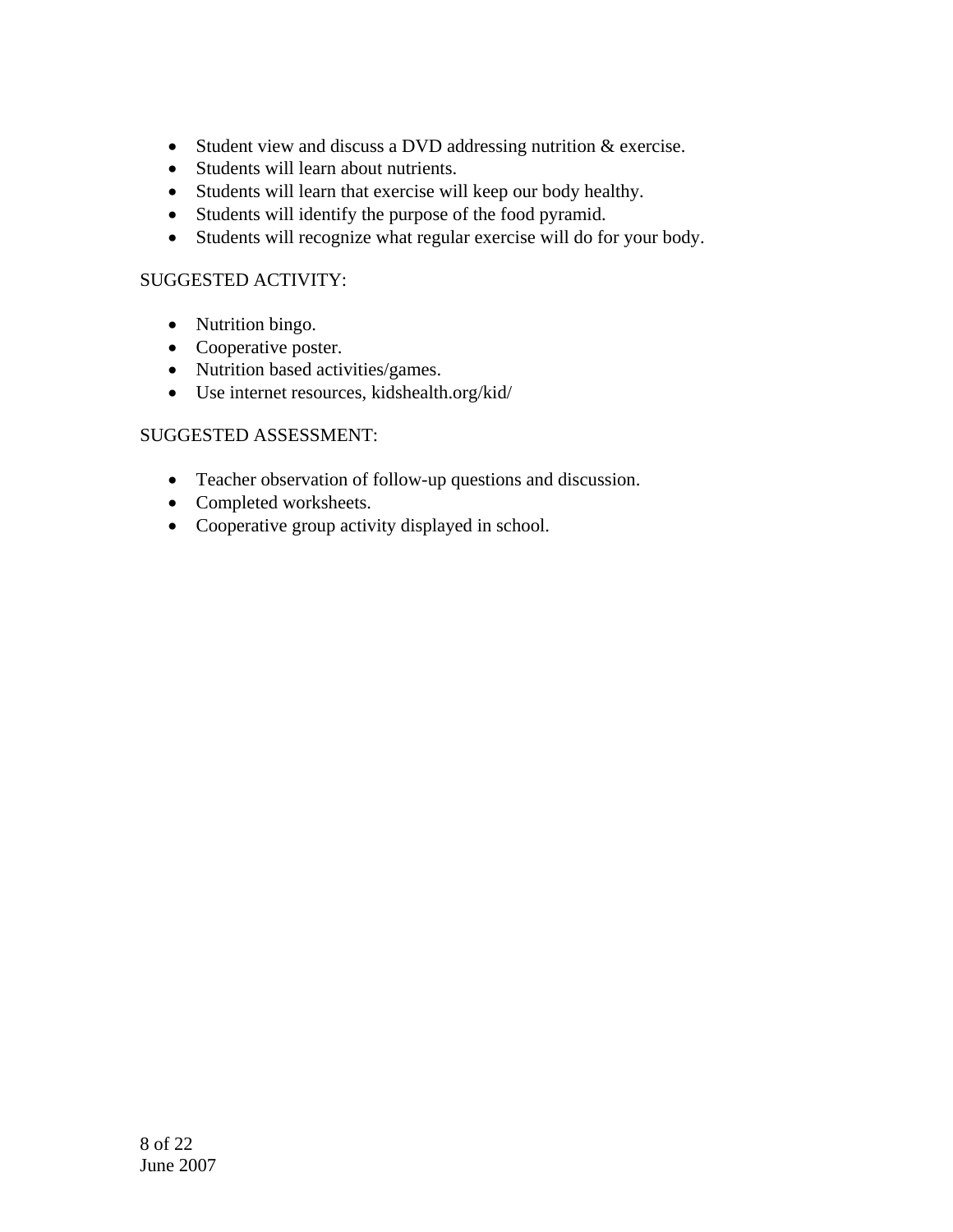- Student view and discuss a DVD addressing nutrition & exercise.
- Students will learn about nutrients.
- Students will learn that exercise will keep our body healthy.
- Students will identify the purpose of the food pyramid.
- Students will recognize what regular exercise will do for your body.

SUGGESTED ACTIVITY:

- Nutrition bingo.
- Cooperative poster.
- Nutrition based activities/games.
- Use internet resources, kidshealth.org/kid/

SUGGESTED ASSESSMENT:

- Teacher observation of follow-up questions and discussion.
- Completed worksheets.
- Cooperative group activity displayed in school.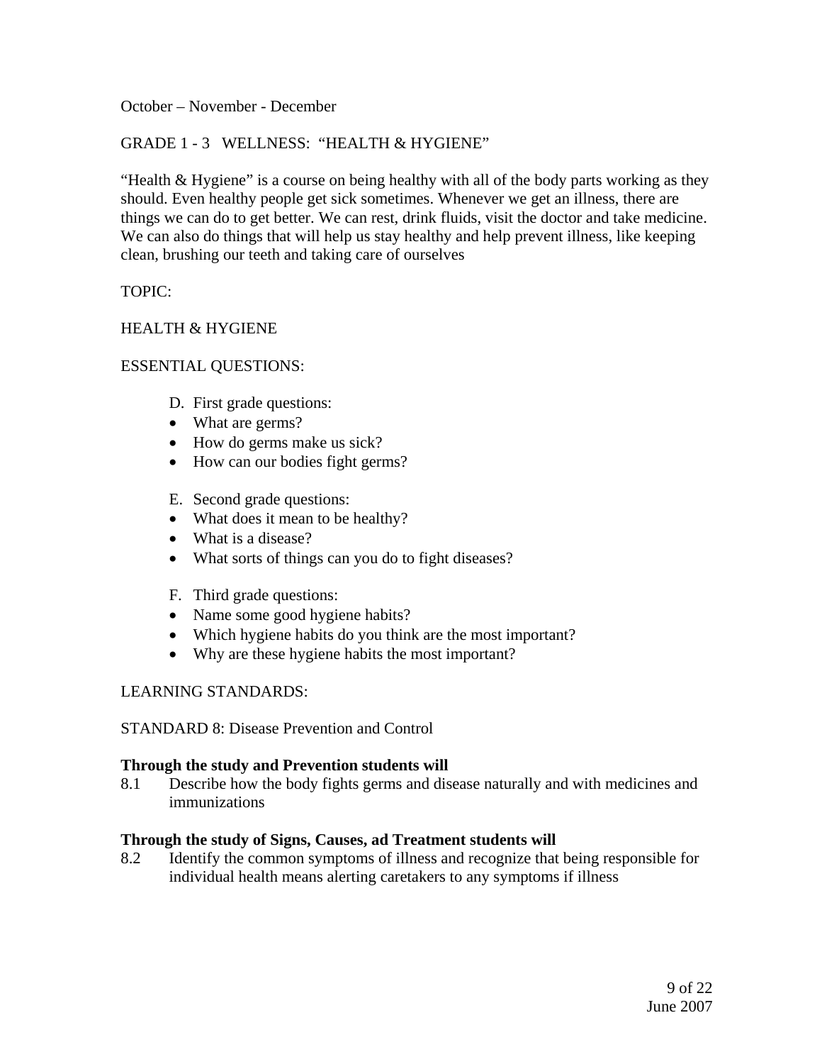October – November - December

GRADE 1 - 3 WELLNESS: "HEALTH & HYGIENE"

"Health & Hygiene" is a course on being healthy with all of the body parts working as they should. Even healthy people get sick sometimes. Whenever we get an illness, there are things we can do to get better. We can rest, drink fluids, visit the doctor and take medicine. We can also do things that will help us stay healthy and help prevent illness, like keeping clean, brushing our teeth and taking care of ourselves

TOPIC:

HEALTH & HYGIENE

ESSENTIAL QUESTIONS:

D. First grade questions:
- What are germs?
- How do germs make us sick?
- How can our bodies fight germs?

E. Second grade questions:
- What does it mean to be healthy?
- What is a disease?
- What sorts of things can you do to fight diseases?

F. Third grade questions:
- Name some good hygiene habits?
- Which hygiene habits do you think are the most important?
- Why are these hygiene habits the most important?

LEARNING STANDARDS:

STANDARD 8: Disease Prevention and Control

**Through the study and Prevention students will**

8.1 Describe how the body fights germs and disease naturally and with medicines and immunizations

**Through the study of Signs, Causes, ad Treatment students will**

8.2 Identify the common symptoms of illness and recognize that being responsible for individual health means alerting caretakers to any symptoms if illness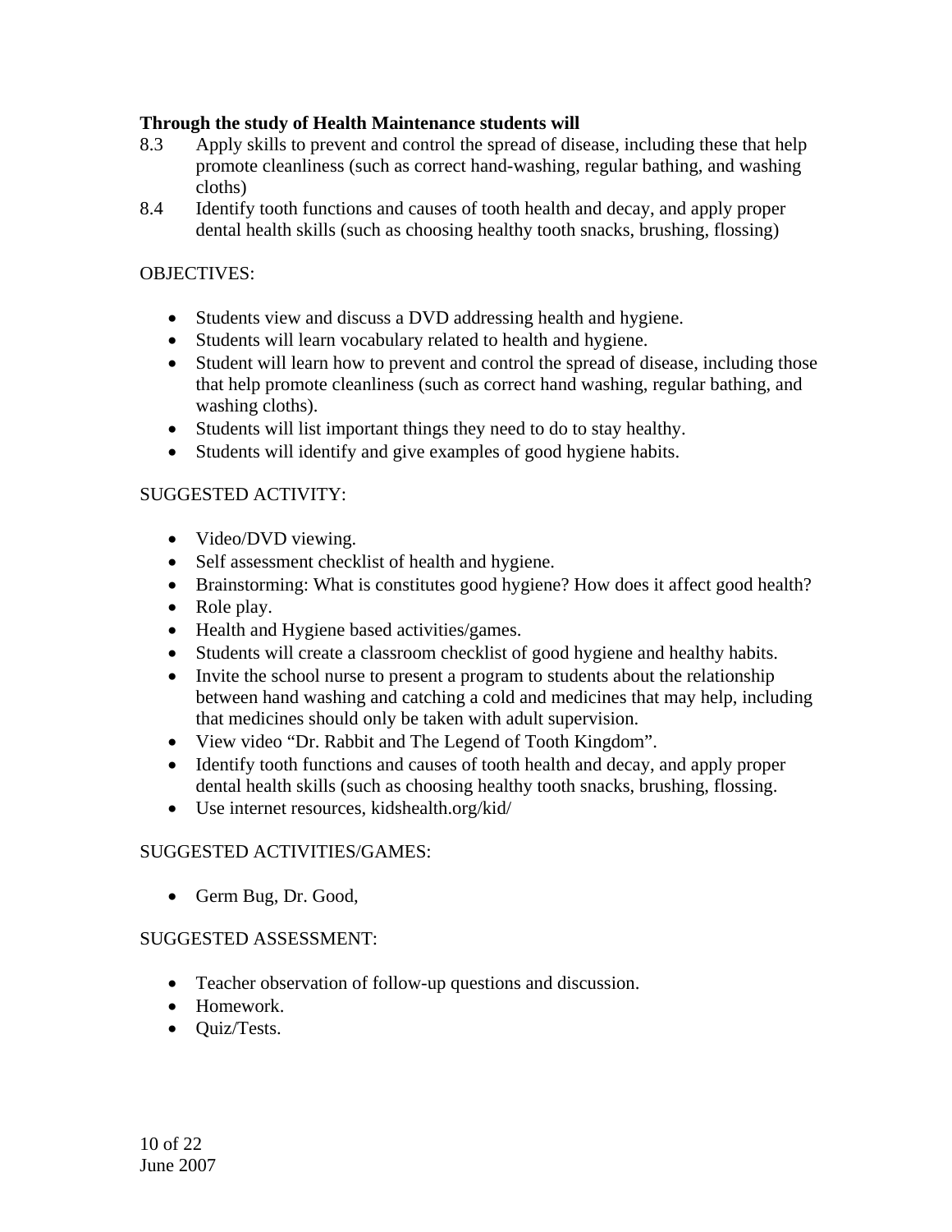**Through the study of Health Maintenance students will**

8.3 Apply skills to prevent and control the spread of disease, including these that help promote cleanliness (such as correct hand-washing, regular bathing, and washing cloths)

8.4 Identify tooth functions and causes of tooth health and decay, and apply proper dental health skills (such as choosing healthy tooth snacks, brushing, flossing)

OBJECTIVES:

- Students view and discuss a DVD addressing health and hygiene.
- Students will learn vocabulary related to health and hygiene.
- Student will learn how to prevent and control the spread of disease, including those that help promote cleanliness (such as correct hand washing, regular bathing, and washing cloths).
- Students will list important things they need to do to stay healthy.
- Students will identify and give examples of good hygiene habits.

SUGGESTED ACTIVITY:

- Video/DVD viewing.
- Self assessment checklist of health and hygiene.
- Brainstorming: What is constitutes good hygiene? How does it affect good health?
- Role play.
- Health and Hygiene based activities/games.
- Students will create a classroom checklist of good hygiene and healthy habits.
- Invite the school nurse to present a program to students about the relationship between hand washing and catching a cold and medicines that may help, including that medicines should only be taken with adult supervision.
- View video "Dr. Rabbit and The Legend of Tooth Kingdom".
- Identify tooth functions and causes of tooth health and decay, and apply proper dental health skills (such as choosing healthy tooth snacks, brushing, flossing.
- Use internet resources, kidshealth.org/kid/

SUGGESTED ACTIVITIES/GAMES:

- Germ Bug, Dr. Good,

SUGGESTED ASSESSMENT:

- Teacher observation of follow-up questions and discussion.
- Homework.
- Quiz/Tests.

June 2007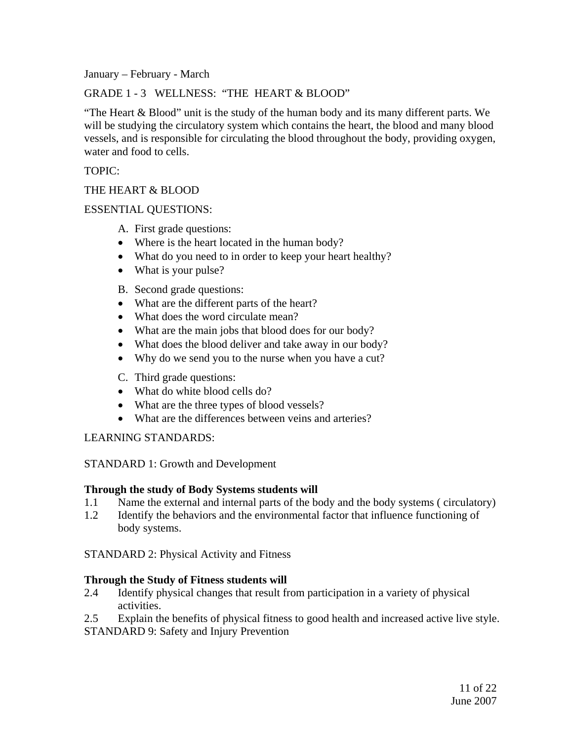January – February - March

GRADE 1 - 3   WELLNESS:  "THE  HEART & BLOOD"

"The Heart & Blood" unit is the study of the human body and its many different parts. We will be studying the circulatory system which contains the heart, the blood and many blood vessels, and is responsible for circulating the blood throughout the body, providing oxygen, water and food to cells.

TOPIC:

THE HEART & BLOOD

ESSENTIAL QUESTIONS:

A. First grade questions:
- Where is the heart located in the human body?
- What do you need to in order to keep your heart healthy?
- What is your pulse?

B. Second grade questions:
- What are the different parts of the heart?
- What does the word circulate mean?
- What are the main jobs that blood does for our body?
- What does the blood deliver and take away in our body?
- Why do we send you to the nurse when you have a cut?

C. Third grade questions:
- What do white blood cells do?
- What are the three types of blood vessels?
- What are the differences between veins and arteries?

LEARNING STANDARDS:

STANDARD 1: Growth and Development

**Through the study of Body Systems students will**

1.1 Name the external and internal parts of the body and the body systems ( circulatory)

1.2 Identify the behaviors and the environmental factor that influence functioning of body systems.

STANDARD 2: Physical Activity and Fitness

**Through the Study of Fitness students will**

2.4 Identify physical changes that result from participation in a variety of physical activities.

2.5 Explain the benefits of physical fitness to good health and increased active live style.

STANDARD 9: Safety and Injury Prevention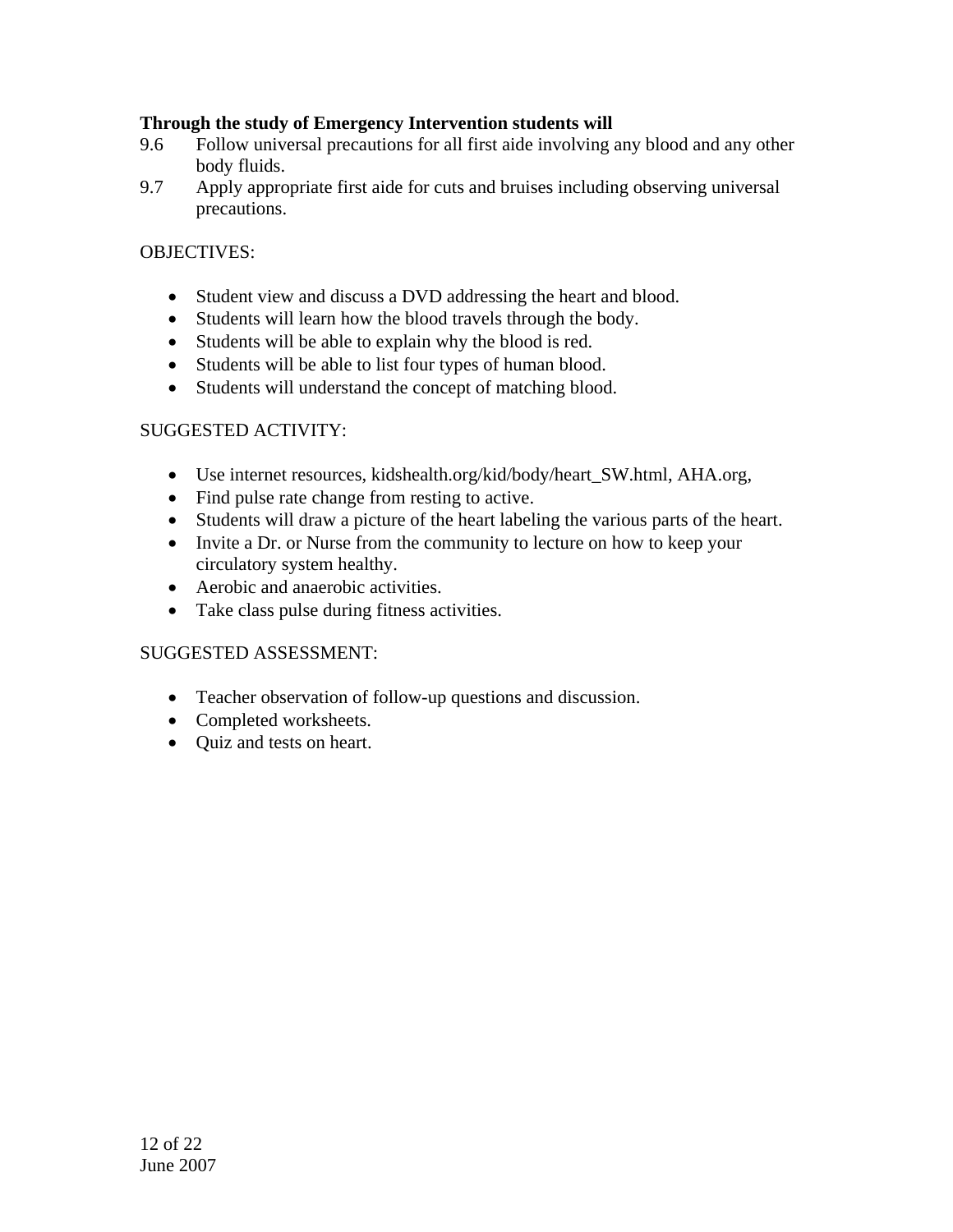**Through the study of Emergency Intervention students will**

9.6 Follow universal precautions for all first aide involving any blood and any other body fluids.

9.7 Apply appropriate first aide for cuts and bruises including observing universal precautions.

OBJECTIVES:

- Student view and discuss a DVD addressing the heart and blood.
- Students will learn how the blood travels through the body.
- Students will be able to explain why the blood is red.
- Students will be able to list four types of human blood.
- Students will understand the concept of matching blood.

SUGGESTED ACTIVITY:

- Use internet resources, kidshealth.org/kid/body/heart_SW.html, AHA.org,
- Find pulse rate change from resting to active.
- Students will draw a picture of the heart labeling the various parts of the heart.
- Invite a Dr. or Nurse from the community to lecture on how to keep your circulatory system healthy.
- Aerobic and anaerobic activities.
- Take class pulse during fitness activities.

SUGGESTED ASSESSMENT:

- Teacher observation of follow-up questions and discussion.
- Completed worksheets.
- Quiz and tests on heart.

June 2007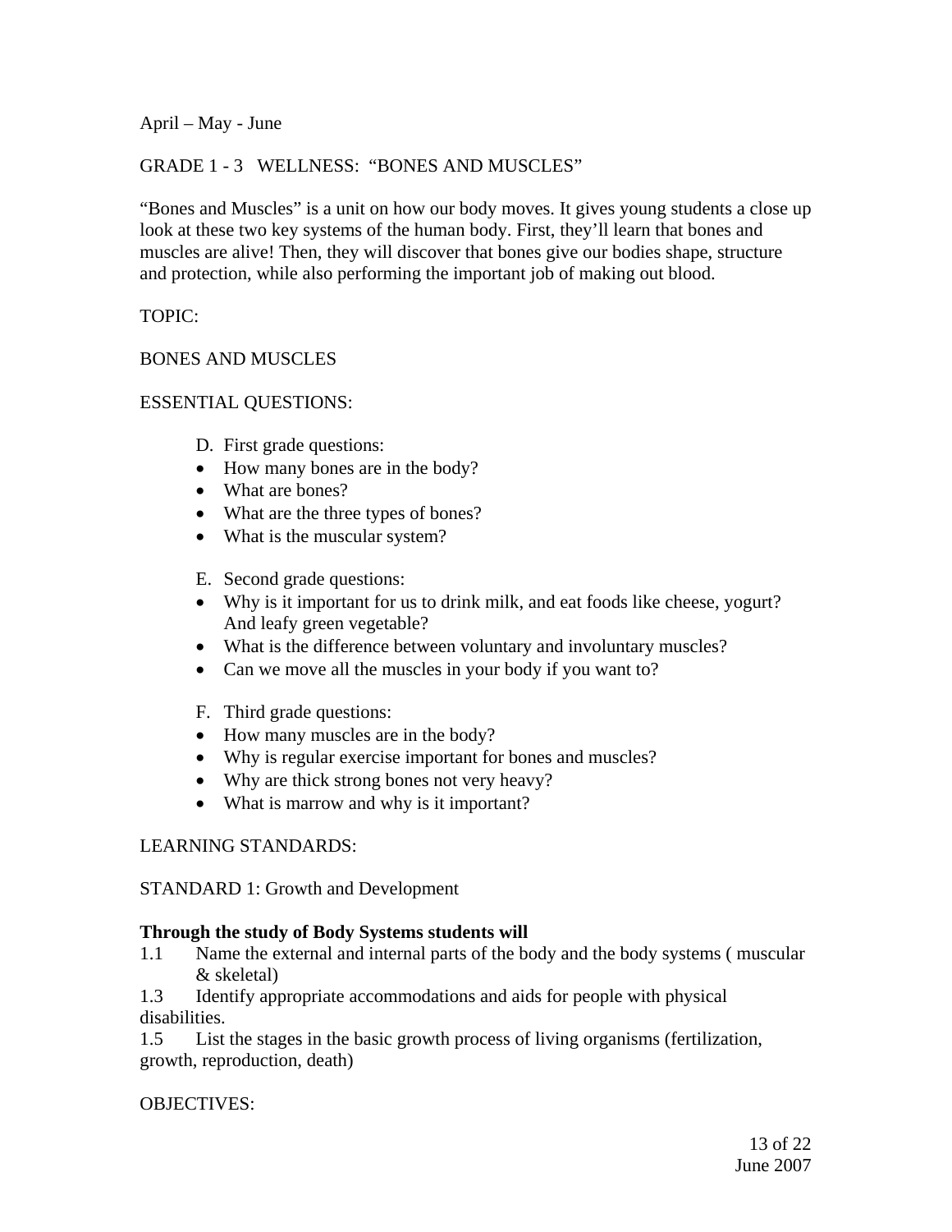April – May - June

GRADE 1 - 3 WELLNESS: "BONES AND MUSCLES"

"Bones and Muscles" is a unit on how our body moves. It gives young students a close up look at these two key systems of the human body. First, they'll learn that bones and muscles are alive! Then, they will discover that bones give our bodies shape, structure and protection, while also performing the important job of making out blood.

TOPIC:

BONES AND MUSCLES

ESSENTIAL QUESTIONS:

D. First grade questions:
- How many bones are in the body?
- What are bones?
- What are the three types of bones?
- What is the muscular system?

E. Second grade questions:
- Why is it important for us to drink milk, and eat foods like cheese, yogurt? And leafy green vegetable?
- What is the difference between voluntary and involuntary muscles?
- Can we move all the muscles in your body if you want to?

F. Third grade questions:
- How many muscles are in the body?
- Why is regular exercise important for bones and muscles?
- Why are thick strong bones not very heavy?
- What is marrow and why is it important?

LEARNING STANDARDS:

STANDARD 1: Growth and Development

**Through the study of Body Systems students will**

1.1 Name the external and internal parts of the body and the body systems ( muscular & skeletal)

1.3 Identify appropriate accommodations and aids for people with physical disabilities.

1.5 List the stages in the basic growth process of living organisms (fertilization, growth, reproduction, death)

OBJECTIVES: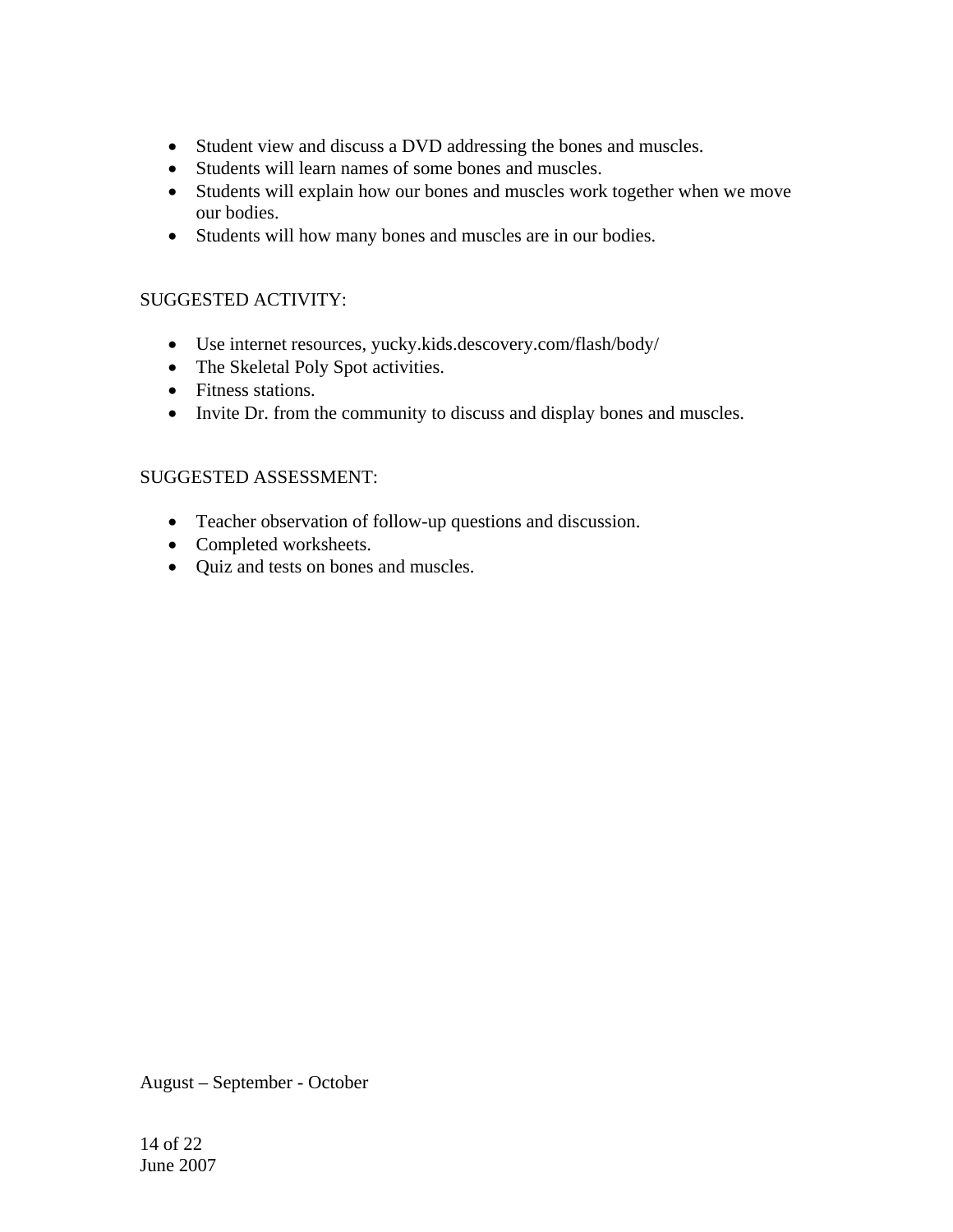- Student view and discuss a DVD addressing the bones and muscles.
- Students will learn names of some bones and muscles.
- Students will explain how our bones and muscles work together when we move our bodies.
- Students will how many bones and muscles are in our bodies.

SUGGESTED ACTIVITY:

- Use internet resources, yucky.kids.descovery.com/flash/body/
- The Skeletal Poly Spot activities.
- Fitness stations.
- Invite Dr. from the community to discuss and display bones and muscles.

SUGGESTED ASSESSMENT:

- Teacher observation of follow-up questions and discussion.
- Completed worksheets.
- Quiz and tests on bones and muscles.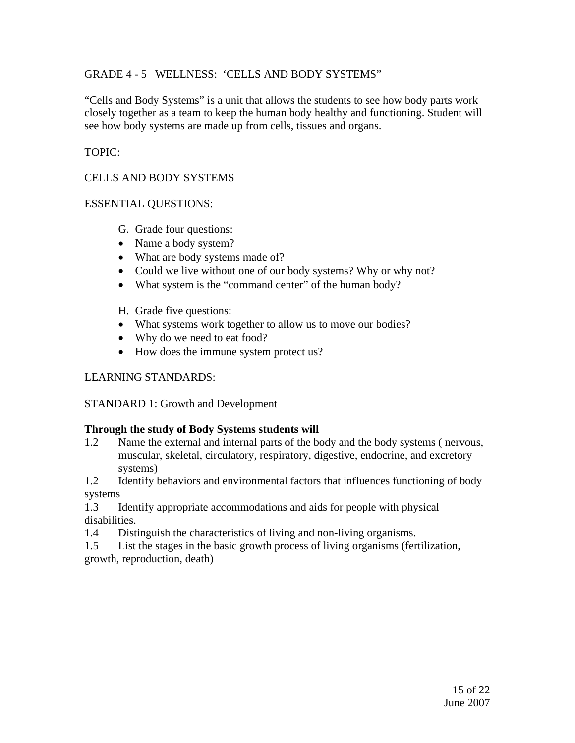GRADE 4 - 5 WELLNESS: 'CELLS AND BODY SYSTEMS"

"Cells and Body Systems" is a unit that allows the students to see how body parts work closely together as a team to keep the human body healthy and functioning. Student will see how body systems are made up from cells, tissues and organs.

TOPIC:

CELLS AND BODY SYSTEMS

ESSENTIAL QUESTIONS:

G. Grade four questions:

- Name a body system?
- What are body systems made of?
- Could we live without one of our body systems? Why or why not?
- What system is the "command center" of the human body?

H. Grade five questions:

- What systems work together to allow us to move our bodies?
- Why do we need to eat food?
- How does the immune system protect us?

LEARNING STANDARDS:

STANDARD 1: Growth and Development

**Through the study of Body Systems students will**

1.2 Name the external and internal parts of the body and the body systems ( nervous, muscular, skeletal, circulatory, respiratory, digestive, endocrine, and excretory systems)

1.2 Identify behaviors and environmental factors that influences functioning of body systems

1.3 Identify appropriate accommodations and aids for people with physical disabilities.

1.4 Distinguish the characteristics of living and non-living organisms.

1.5 List the stages in the basic growth process of living organisms (fertilization, growth, reproduction, death)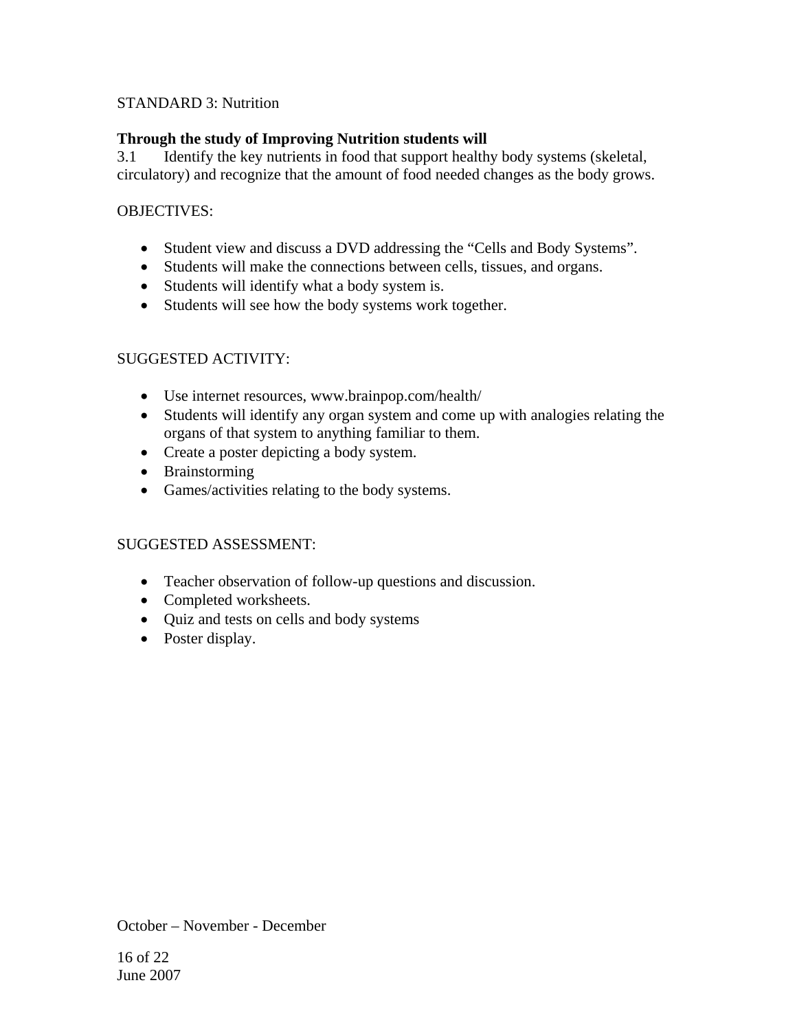STANDARD 3: Nutrition

**Through the study of Improving Nutrition students will**

3.1 Identify the key nutrients in food that support healthy body systems (skeletal, circulatory) and recognize that the amount of food needed changes as the body grows.

OBJECTIVES:

- Student view and discuss a DVD addressing the "Cells and Body Systems".
- Students will make the connections between cells, tissues, and organs.
- Students will identify what a body system is.
- Students will see how the body systems work together.

SUGGESTED ACTIVITY:

- Use internet resources, www.brainpop.com/health/
- Students will identify any organ system and come up with analogies relating the organs of that system to anything familiar to them.
- Create a poster depicting a body system.
- Brainstorming
- Games/activities relating to the body systems.

SUGGESTED ASSESSMENT:

- Teacher observation of follow-up questions and discussion.
- Completed worksheets.
- Quiz and tests on cells and body systems
- Poster display.

October – November - December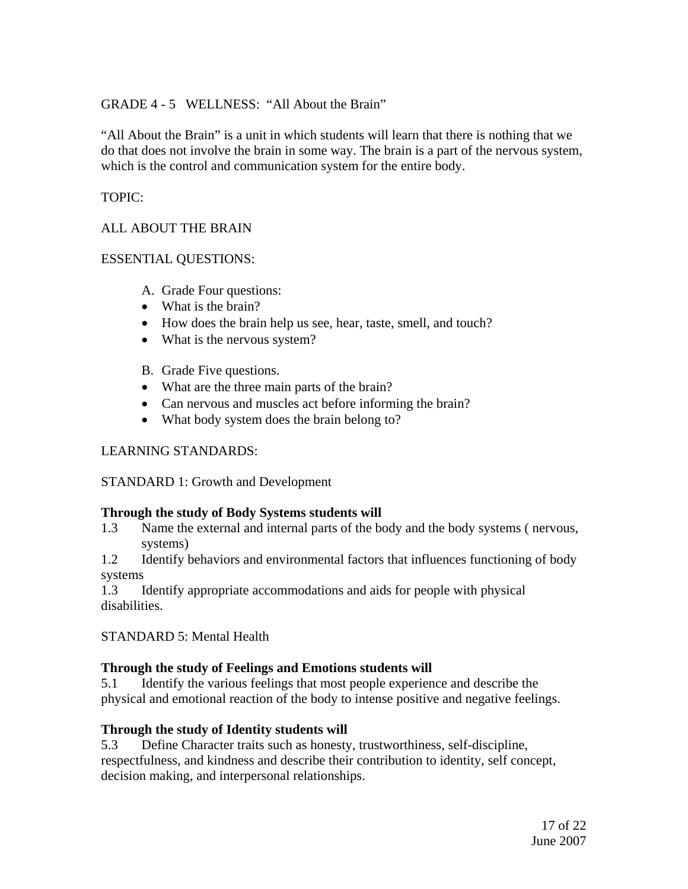GRADE 4 - 5 WELLNESS: "All About the Brain"

"All About the Brain" is a unit in which students will learn that there is nothing that we do that does not involve the brain in some way. The brain is a part of the nervous system, which is the control and communication system for the entire body.

TOPIC:

ALL ABOUT THE BRAIN

ESSENTIAL QUESTIONS:

A. Grade Four questions:
- What is the brain?
- How does the brain help us see, hear, taste, smell, and touch?
- What is the nervous system?

B. Grade Five questions.
- What are the three main parts of the brain?
- Can nervous and muscles act before informing the brain?
- What body system does the brain belong to?

LEARNING STANDARDS:

STANDARD 1: Growth and Development

**Through the study of Body Systems students will**

1.3 Name the external and internal parts of the body and the body systems ( nervous, systems)

1.2 Identify behaviors and environmental factors that influences functioning of body systems

1.3 Identify appropriate accommodations and aids for people with physical disabilities.

STANDARD 5: Mental Health

**Through the study of Feelings and Emotions students will**

5.1 Identify the various feelings that most people experience and describe the physical and emotional reaction of the body to intense positive and negative feelings.

**Through the study of Identity students will**

5.3 Define Character traits such as honesty, trustworthiness, self-discipline, respectfulness, and kindness and describe their contribution to identity, self concept, decision making, and interpersonal relationships.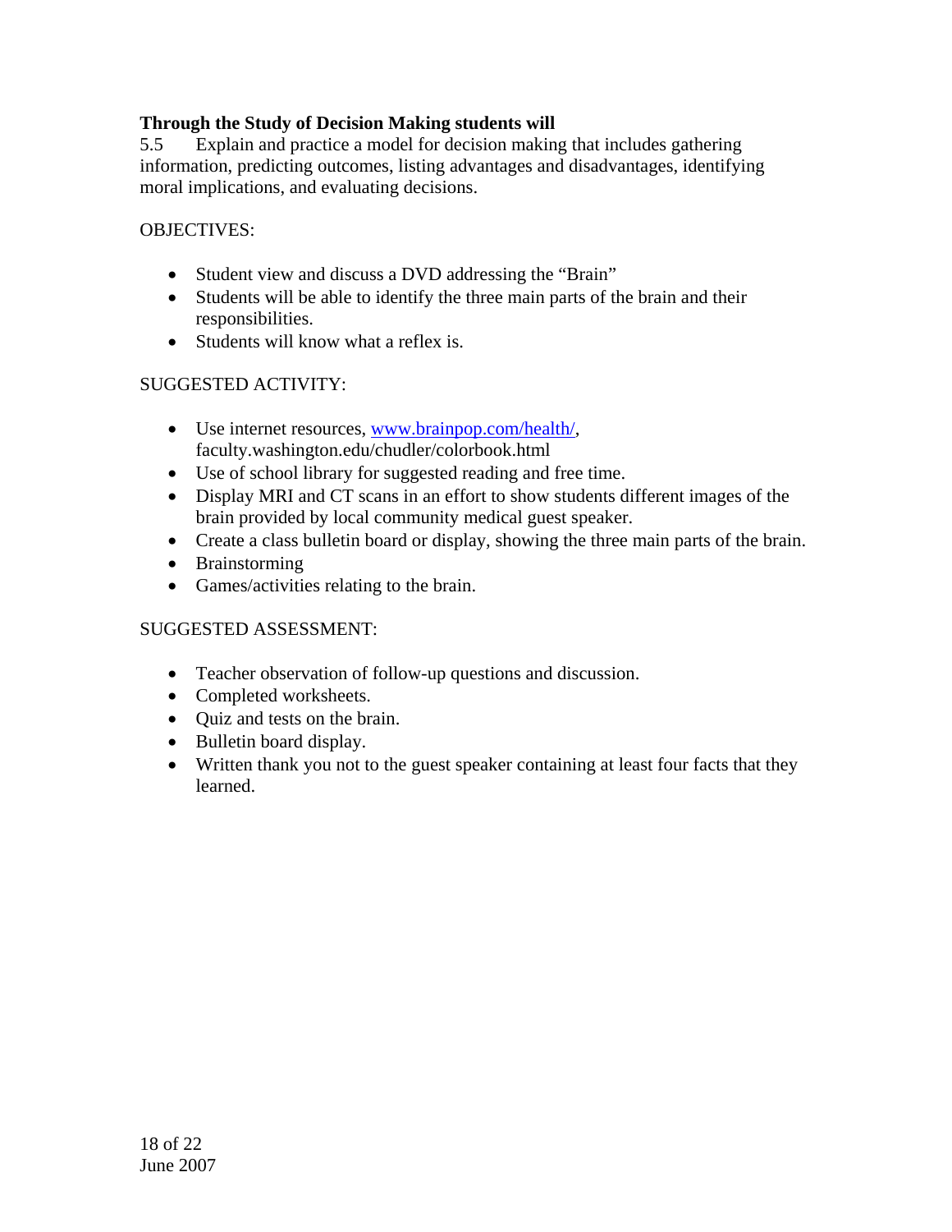**Through the Study of Decision Making students will**

5.5 Explain and practice a model for decision making that includes gathering information, predicting outcomes, listing advantages and disadvantages, identifying moral implications, and evaluating decisions.

OBJECTIVES:

- Student view and discuss a DVD addressing the "Brain"
- Students will be able to identify the three main parts of the brain and their responsibilities.
- Students will know what a reflex is.

SUGGESTED ACTIVITY:

- Use internet resources, www.brainpop.com/health/, faculty.washington.edu/chudler/colorbook.html
- Use of school library for suggested reading and free time.
- Display MRI and CT scans in an effort to show students different images of the brain provided by local community medical guest speaker.
- Create a class bulletin board or display, showing the three main parts of the brain.
- Brainstorming
- Games/activities relating to the brain.

SUGGESTED ASSESSMENT:

- Teacher observation of follow-up questions and discussion.
- Completed worksheets.
- Quiz and tests on the brain.
- Bulletin board display.
- Written thank you not to the guest speaker containing at least four facts that they learned.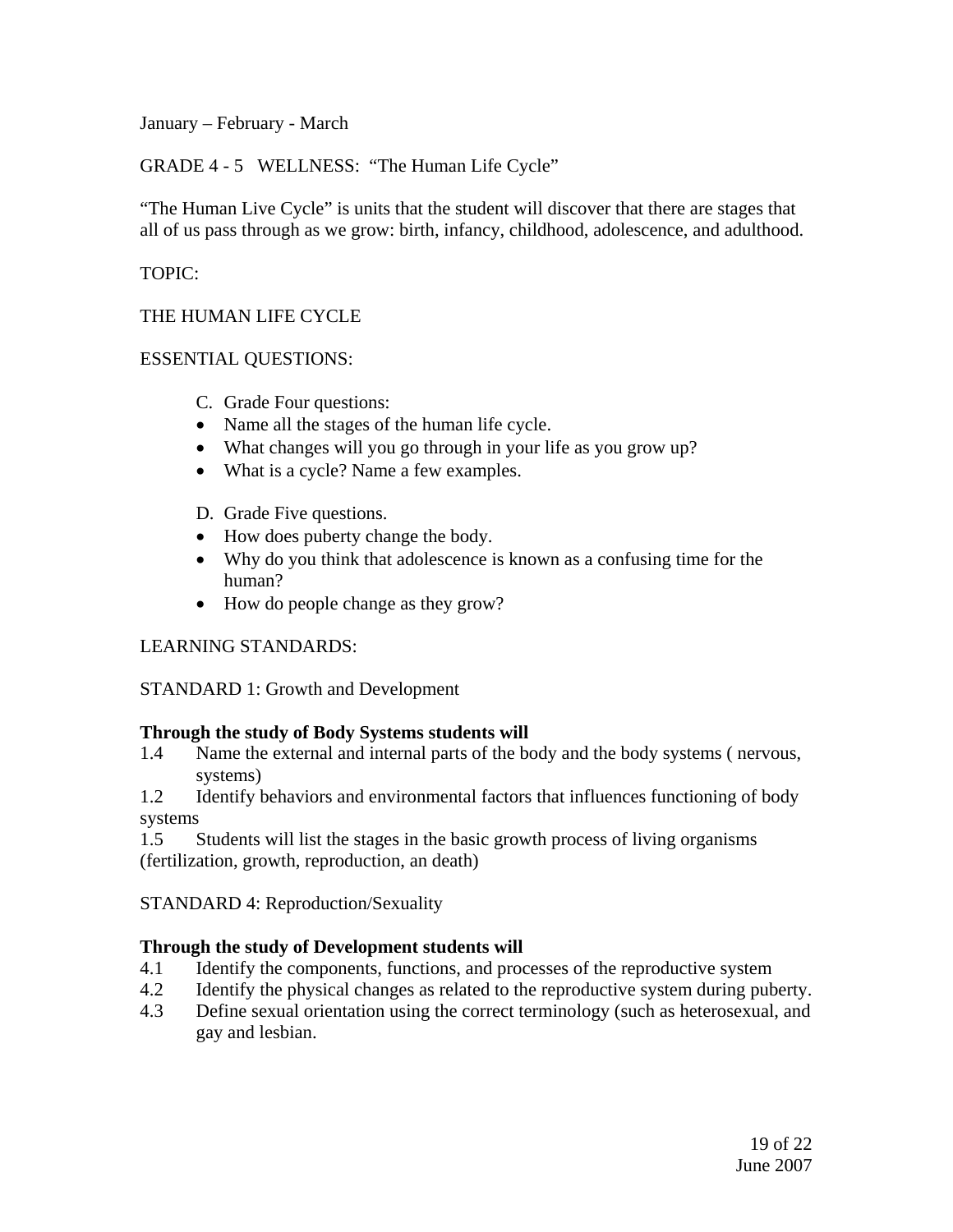January – February - March

GRADE 4 - 5   WELLNESS:  "The Human Life Cycle"

"The Human Live Cycle" is units that the student will discover that there are stages that all of us pass through as we grow: birth, infancy, childhood, adolescence, and adulthood.

TOPIC:

THE HUMAN LIFE CYCLE

ESSENTIAL QUESTIONS:

C. Grade Four questions:
- Name all the stages of the human life cycle.
- What changes will you go through in your life as you grow up?
- What is a cycle? Name a few examples.

D. Grade Five questions.
- How does puberty change the body.
- Why do you think that adolescence is known as a confusing time for the human?
- How do people change as they grow?

LEARNING STANDARDS:

STANDARD 1: Growth and Development

**Through the study of Body Systems students will**

1.4 Name the external and internal parts of the body and the body systems ( nervous, systems)

1.2 Identify behaviors and environmental factors that influences functioning of body systems

1.5 Students will list the stages in the basic growth process of living organisms (fertilization, growth, reproduction, an death)

STANDARD 4: Reproduction/Sexuality

**Through the study of Development students will**

4.1 Identify the components, functions, and processes of the reproductive system

4.2 Identify the physical changes as related to the reproductive system during puberty.

4.3 Define sexual orientation using the correct terminology (such as heterosexual, and gay and lesbian.

June 2007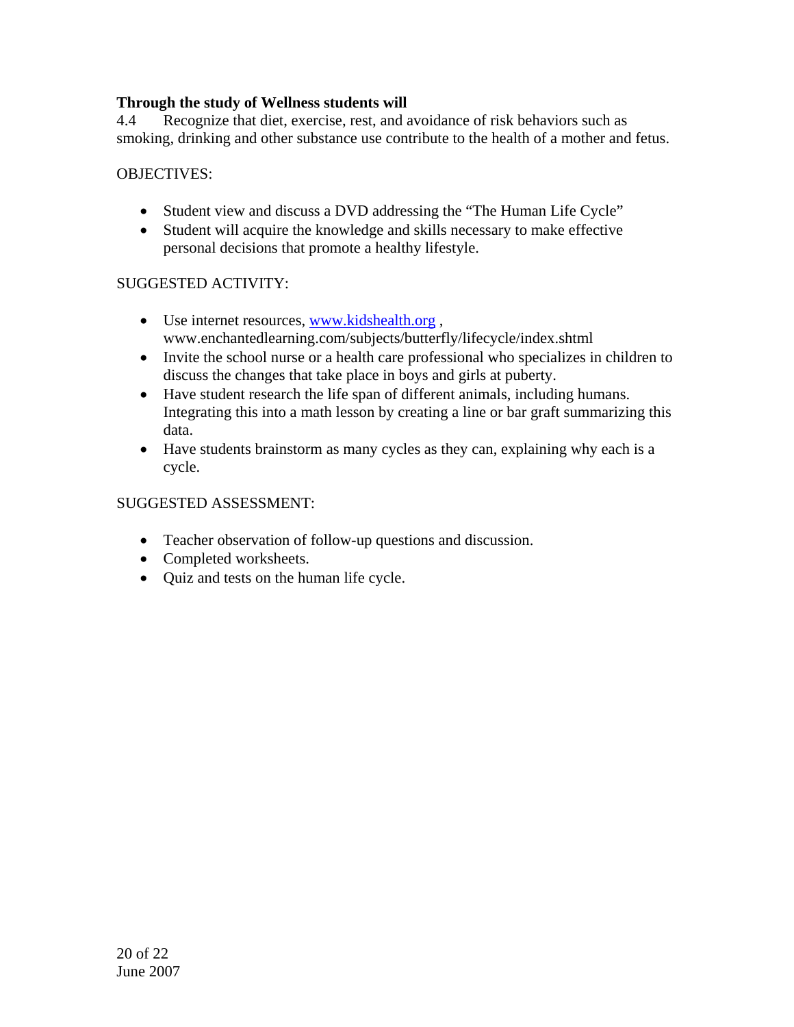**Through the study of Wellness students will**

4.4 Recognize that diet, exercise, rest, and avoidance of risk behaviors such as smoking, drinking and other substance use contribute to the health of a mother and fetus.

OBJECTIVES:

- Student view and discuss a DVD addressing the "The Human Life Cycle"
- Student will acquire the knowledge and skills necessary to make effective personal decisions that promote a healthy lifestyle.

SUGGESTED ACTIVITY:

- Use internet resources, [www.kidshealth.org](http://www.kidshealth.org) , www.enchantedlearning.com/subjects/butterfly/lifecycle/index.shtml
- Invite the school nurse or a health care professional who specializes in children to discuss the changes that take place in boys and girls at puberty.
- Have student research the life span of different animals, including humans. Integrating this into a math lesson by creating a line or bar graft summarizing this data.
- Have students brainstorm as many cycles as they can, explaining why each is a cycle.

SUGGESTED ASSESSMENT:

- Teacher observation of follow-up questions and discussion.
- Completed worksheets.
- Quiz and tests on the human life cycle.

June 2007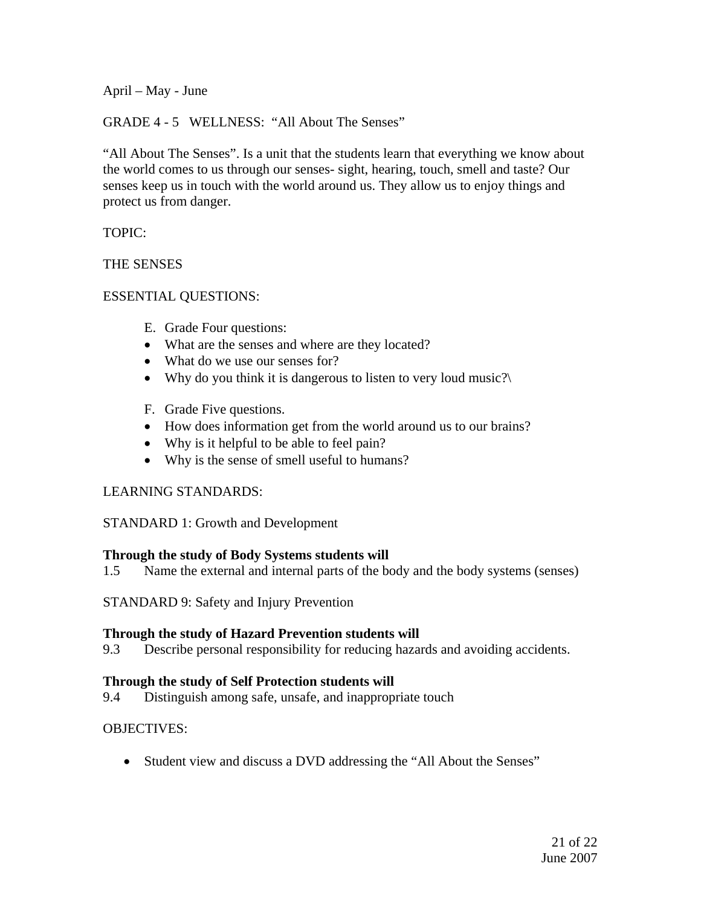April – May - June

GRADE 4 - 5 WELLNESS: "All About The Senses"

"All About The Senses". Is a unit that the students learn that everything we know about the world comes to us through our senses- sight, hearing, touch, smell and taste? Our senses keep us in touch with the world around us. They allow us to enjoy things and protect us from danger.

TOPIC:

THE SENSES

ESSENTIAL QUESTIONS:

E. Grade Four questions:
- What are the senses and where are they located?
- What do we use our senses for?
- Why do you think it is dangerous to listen to very loud music?\

F. Grade Five questions.
- How does information get from the world around us to our brains?
- Why is it helpful to be able to feel pain?
- Why is the sense of smell useful to humans?

LEARNING STANDARDS:

STANDARD 1: Growth and Development

**Through the study of Body Systems students will**

1.5 Name the external and internal parts of the body and the body systems (senses)

STANDARD 9: Safety and Injury Prevention

**Through the study of Hazard Prevention students will**

9.3 Describe personal responsibility for reducing hazards and avoiding accidents.

**Through the study of Self Protection students will**

9.4 Distinguish among safe, unsafe, and inappropriate touch

OBJECTIVES:

- Student view and discuss a DVD addressing the "All About the Senses"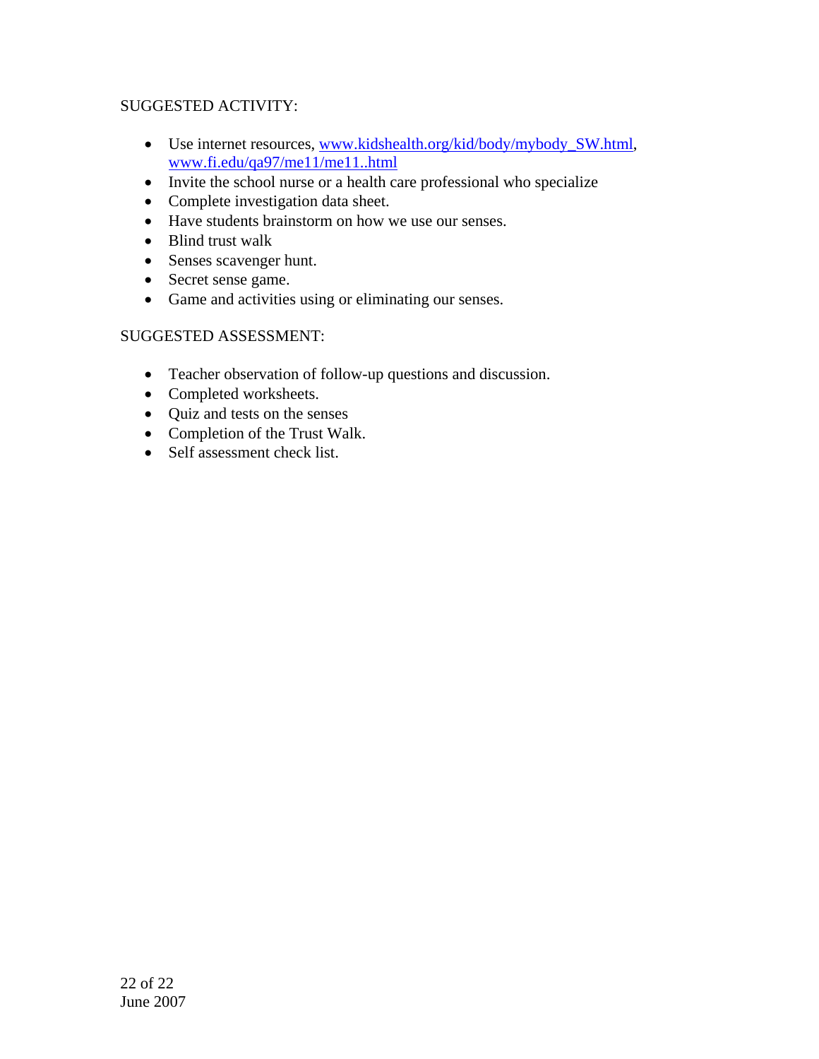SUGGESTED ACTIVITY:

- Use internet resources, www.kidshealth.org/kid/body/mybody_SW.html, www.fi.edu/qa97/me11/me11..html
- Invite the school nurse or a health care professional who specialize
- Complete investigation data sheet.
- Have students brainstorm on how we use our senses.
- Blind trust walk
- Senses scavenger hunt.
- Secret sense game.
- Game and activities using or eliminating our senses.

SUGGESTED ASSESSMENT:

- Teacher observation of follow-up questions and discussion.
- Completed worksheets.
- Quiz and tests on the senses
- Completion of the Trust Walk.
- Self assessment check list.

June 2007